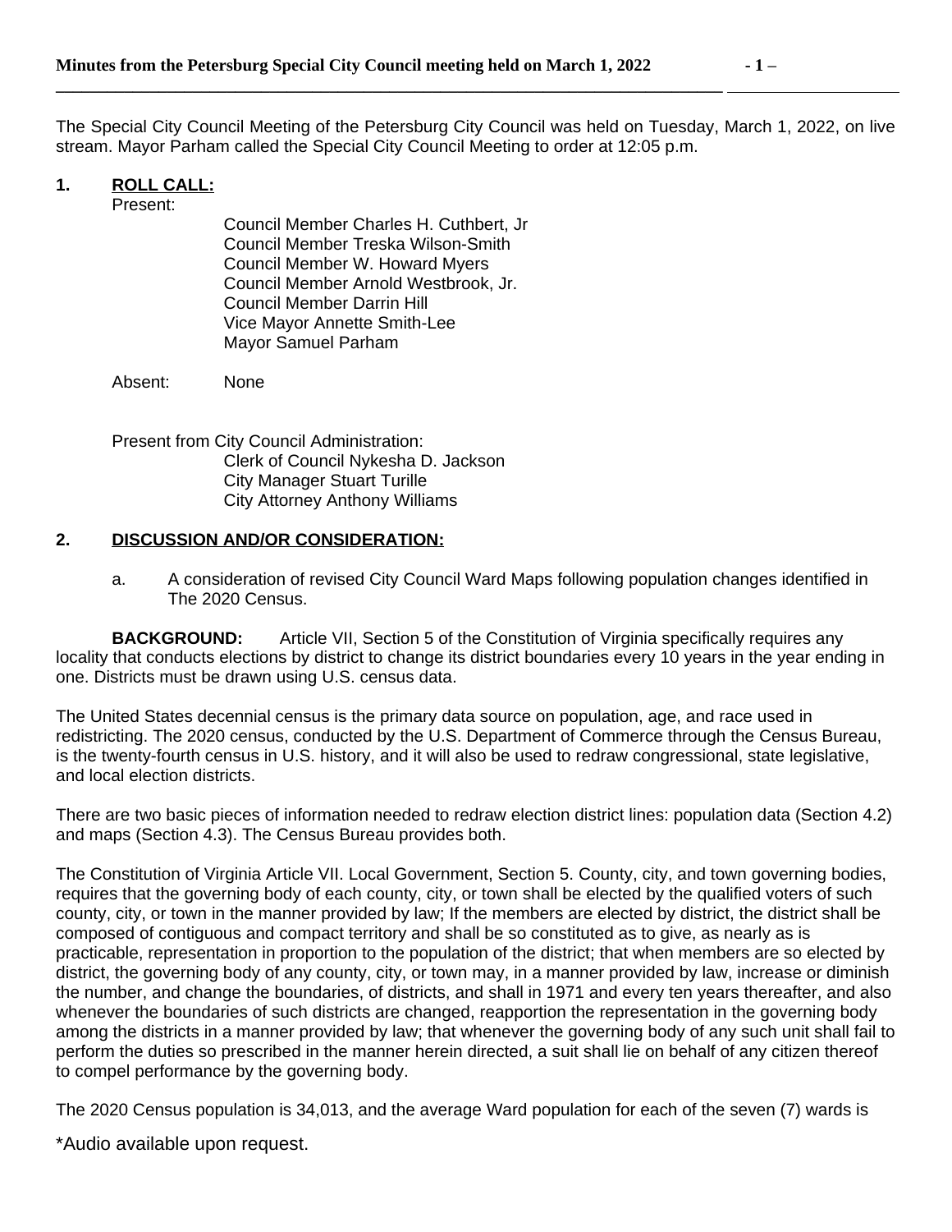The Special City Council Meeting of the Petersburg City Council was held on Tuesday, March 1, 2022, on live stream. Mayor Parham called the Special City Council Meeting to order at 12:05 p.m.

## 1. ROLL CALL:

Present:

Council Member Charles H. Cuthbert, Jr
Council Member Treska Wilson-Smith
Council Member W. Howard Myers
Council Member Arnold Westbrook, Jr.
Council Member Darrin Hill
Vice Mayor Annette Smith-Lee
Mayor Samuel Parham

Absent: None

Present from City Council Administration:

Clerk of Council Nykesha D. Jackson
City Manager Stuart Turille
City Attorney Anthony Williams

## 2. DISCUSSION AND/OR CONSIDERATION:

a. A consideration of revised City Council Ward Maps following population changes identified in The 2020 Census.

**BACKGROUND:** Article VII, Section 5 of the Constitution of Virginia specifically requires any locality that conducts elections by district to change its district boundaries every 10 years in the year ending in one. Districts must be drawn using U.S. census data.

The United States decennial census is the primary data source on population, age, and race used in redistricting. The 2020 census, conducted by the U.S. Department of Commerce through the Census Bureau, is the twenty-fourth census in U.S. history, and it will also be used to redraw congressional, state legislative, and local election districts.

There are two basic pieces of information needed to redraw election district lines: population data (Section 4.2) and maps (Section 4.3). The Census Bureau provides both.

The Constitution of Virginia Article VII. Local Government, Section 5. County, city, and town governing bodies, requires that the governing body of each county, city, or town shall be elected by the qualified voters of such county, city, or town in the manner provided by law; If the members are elected by district, the district shall be composed of contiguous and compact territory and shall be so constituted as to give, as nearly as is practicable, representation in proportion to the population of the district; that when members are so elected by district, the governing body of any county, city, or town may, in a manner provided by law, increase or diminish the number, and change the boundaries, of districts, and shall in 1971 and every ten years thereafter, and also whenever the boundaries of such districts are changed, reapportion the representation in the governing body among the districts in a manner provided by law; that whenever the governing body of any such unit shall fail to perform the duties so prescribed in the manner herein directed, a suit shall lie on behalf of any citizen thereof to compel performance by the governing body.

The 2020 Census population is 34,013, and the average Ward population for each of the seven (7) wards is

*Audio available upon request.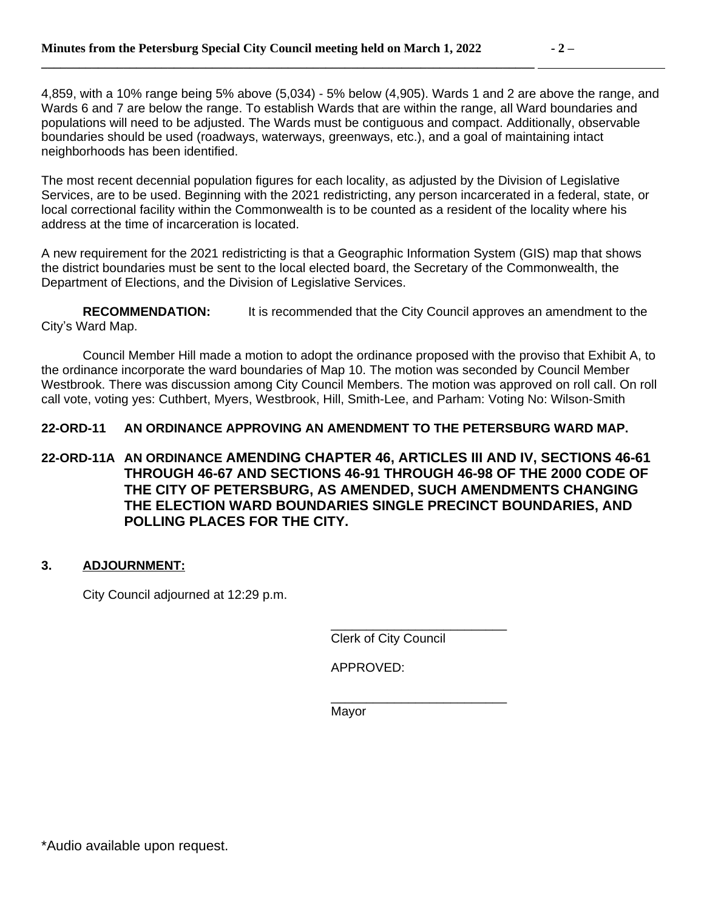4,859, with a 10% range being 5% above (5,034) - 5% below (4,905). Wards 1 and 2 are above the range, and Wards 6 and 7 are below the range. To establish Wards that are within the range, all Ward boundaries and populations will need to be adjusted. The Wards must be contiguous and compact. Additionally, observable boundaries should be used (roadways, waterways, greenways, etc.), and a goal of maintaining intact neighborhoods has been identified.

The most recent decennial population figures for each locality, as adjusted by the Division of Legislative Services, are to be used. Beginning with the 2021 redistricting, any person incarcerated in a federal, state, or local correctional facility within the Commonwealth is to be counted as a resident of the locality where his address at the time of incarceration is located.

A new requirement for the 2021 redistricting is that a Geographic Information System (GIS) map that shows the district boundaries must be sent to the local elected board, the Secretary of the Commonwealth, the Department of Elections, and the Division of Legislative Services.

**RECOMMENDATION:** It is recommended that the City Council approves an amendment to the City's Ward Map.

Council Member Hill made a motion to adopt the ordinance proposed with the proviso that Exhibit A, to the ordinance incorporate the ward boundaries of Map 10. The motion was seconded by Council Member Westbrook. There was discussion among City Council Members. The motion was approved on roll call. On roll call vote, voting yes: Cuthbert, Myers, Westbrook, Hill, Smith-Lee, and Parham: Voting No: Wilson-Smith

**22-ORD-11 AN ORDINANCE APPROVING AN AMENDMENT TO THE PETERSBURG WARD MAP.**

**22-ORD-11A AN ORDINANCE AMENDING CHAPTER 46, ARTICLES III AND IV, SECTIONS 46-61 THROUGH 46-67 AND SECTIONS 46-91 THROUGH 46-98 OF THE 2000 CODE OF THE CITY OF PETERSBURG, AS AMENDED, SUCH AMENDMENTS CHANGING THE ELECTION WARD BOUNDARIES SINGLE PRECINCT BOUNDARIES, AND POLLING PLACES FOR THE CITY.**

**3. ADJOURNMENT:**

City Council adjourned at 12:29 p.m.

\_\_\_\_\_\_\_\_\_\_\_\_\_\_\_\_\_\_\_\_\_\_\_\_\_
Clerk of City Council

APPROVED:

\_\_\_\_\_\_\_\_\_\_\_\_\_\_\_\_\_\_\_\_\_\_\_\_\_
Mayor

*Audio available upon request.